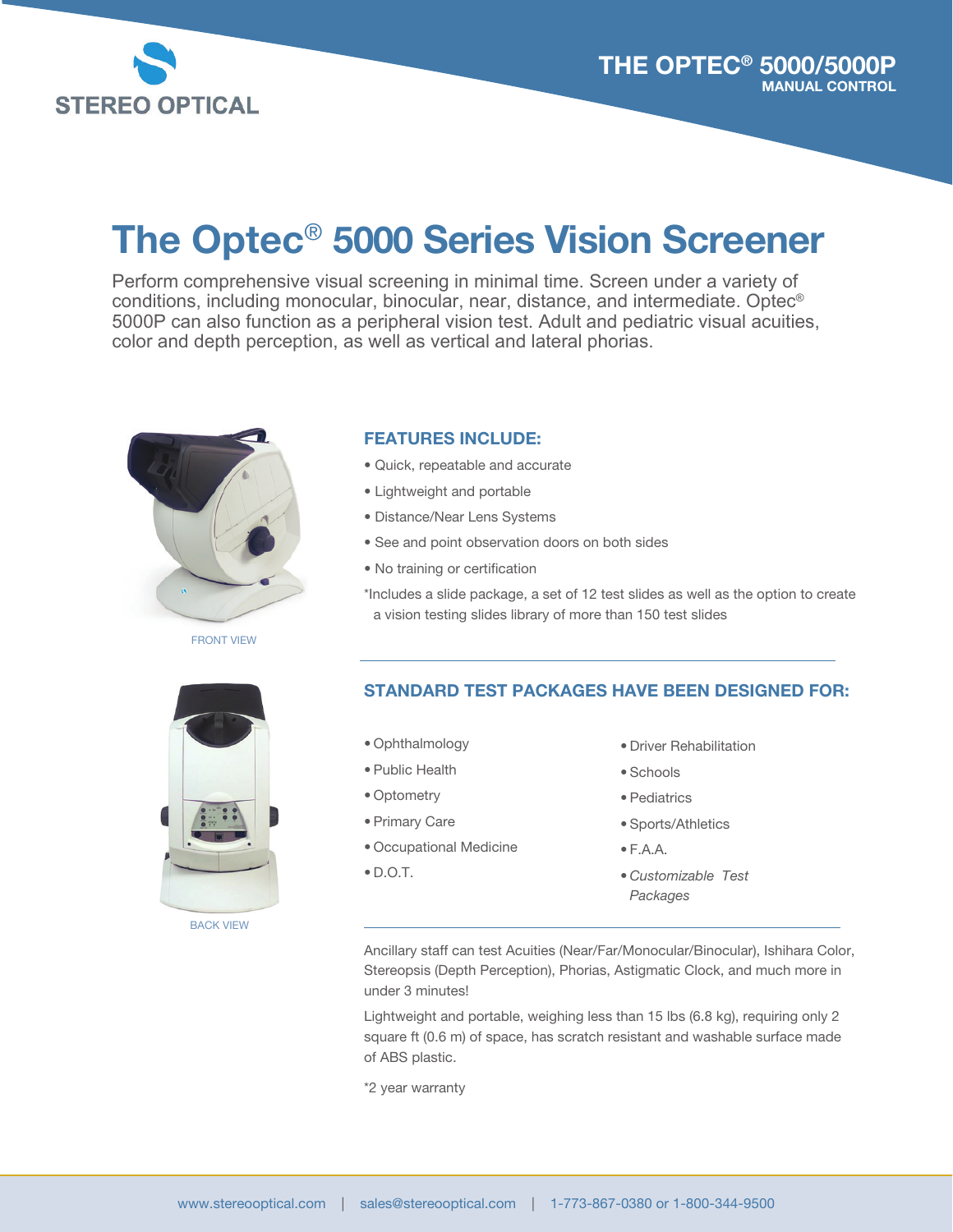STEREO OPTICAL

THE OPTEC® 5000/5000P
MANUAL CONTROL

# The Optec® 5000 Series Vision Screener

Perform comprehensive visual screening in minimal time. Screen under a variety of conditions, including monocular, binocular, near, distance, and intermediate. Optec® 5000P can also function as a peripheral vision test. Adult and pediatric visual acuities, color and depth perception, as well as vertical and lateral phorias.

FRONT VIEW

## FEATURES INCLUDE:

- Quick, repeatable and accurate
- Lightweight and portable
- Distance/Near Lens Systems
- See and point observation doors on both sides
- No training or certification

*Includes a slide package, a set of 12 test slides as well as the option to create a vision testing slides library of more than 150 test slides

BACK VIEW

## STANDARD TEST PACKAGES HAVE BEEN DESIGNED FOR:

- Ophthalmology
- Public Health
- Optometry
- Primary Care
- Occupational Medicine
- D.O.T.
- Driver Rehabilitation
- Schools
- Pediatrics
- Sports/Athletics
- F.A.A.
- *Customizable Test Packages*

Ancillary staff can test Acuities (Near/Far/Monocular/Binocular), Ishihara Color, Stereopsis (Depth Perception), Phorias, Astigmatic Clock, and much more in under 3 minutes!

Lightweight and portable, weighing less than 15 lbs (6.8 kg), requiring only 2 square ft (0.6 m) of space, has scratch resistant and washable surface made of ABS plastic.

*2 year warranty

www.stereooptical.com | sales@stereooptical.com | 1-773-867-0380 or 1-800-344-9500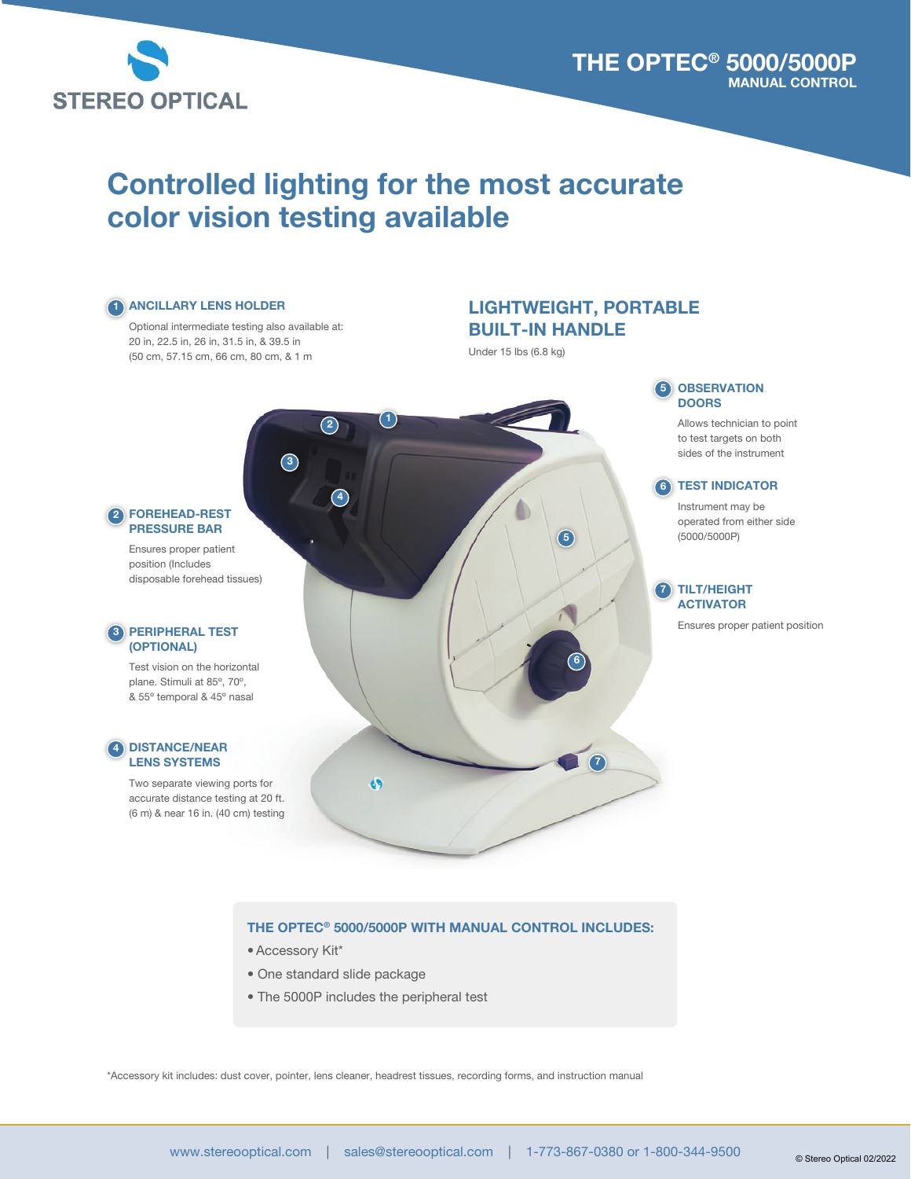STEREO OPTICAL

# THE OPTEC® 5000/5000P

MANUAL CONTROL

## Controlled lighting for the most accurate color vision testing available

### 1 ANCILLARY LENS HOLDER

Optional intermediate testing also available at: 20 in, 22.5 in, 26 in, 31.5 in, & 39.5 in (50 cm, 57.15 cm, 66 cm, 80 cm, & 1 m

### 2 FOREHEAD-REST PRESSURE BAR

Ensures proper patient position (Includes disposable forehead tissues)

### 3 PERIPHERAL TEST (OPTIONAL)

Test vision on the horizontal plane. Stimuli at 85°, 70°, & 55° temporal & 45° nasal

### 4 DISTANCE/NEAR LENS SYSTEMS

Two separate viewing ports for accurate distance testing at 20 ft. (6 m) & near 16 in. (40 cm) testing

### LIGHTWEIGHT, PORTABLE BUILT-IN HANDLE

Under 15 lbs (6.8 kg)

### 5 OBSERVATION DOORS

Allows technician to point to test targets on both sides of the instrument

### 6 TEST INDICATOR

Instrument may be operated from either side (5000/5000P)

### 7 TILT/HEIGHT ACTIVATOR

Ensures proper patient position

### THE OPTEC® 5000/5000P WITH MANUAL CONTROL INCLUDES:

- Accessory Kit*
- One standard slide package
- The 5000P includes the peripheral test

*Accessory kit includes: dust cover, pointer, lens cleaner, headrest tissues, recording forms, and instruction manual

www.stereooptical.com | sales@stereooptical.com | 1-773-867-0380 or 1-800-344-9500

© Stereo Optical 02/2022